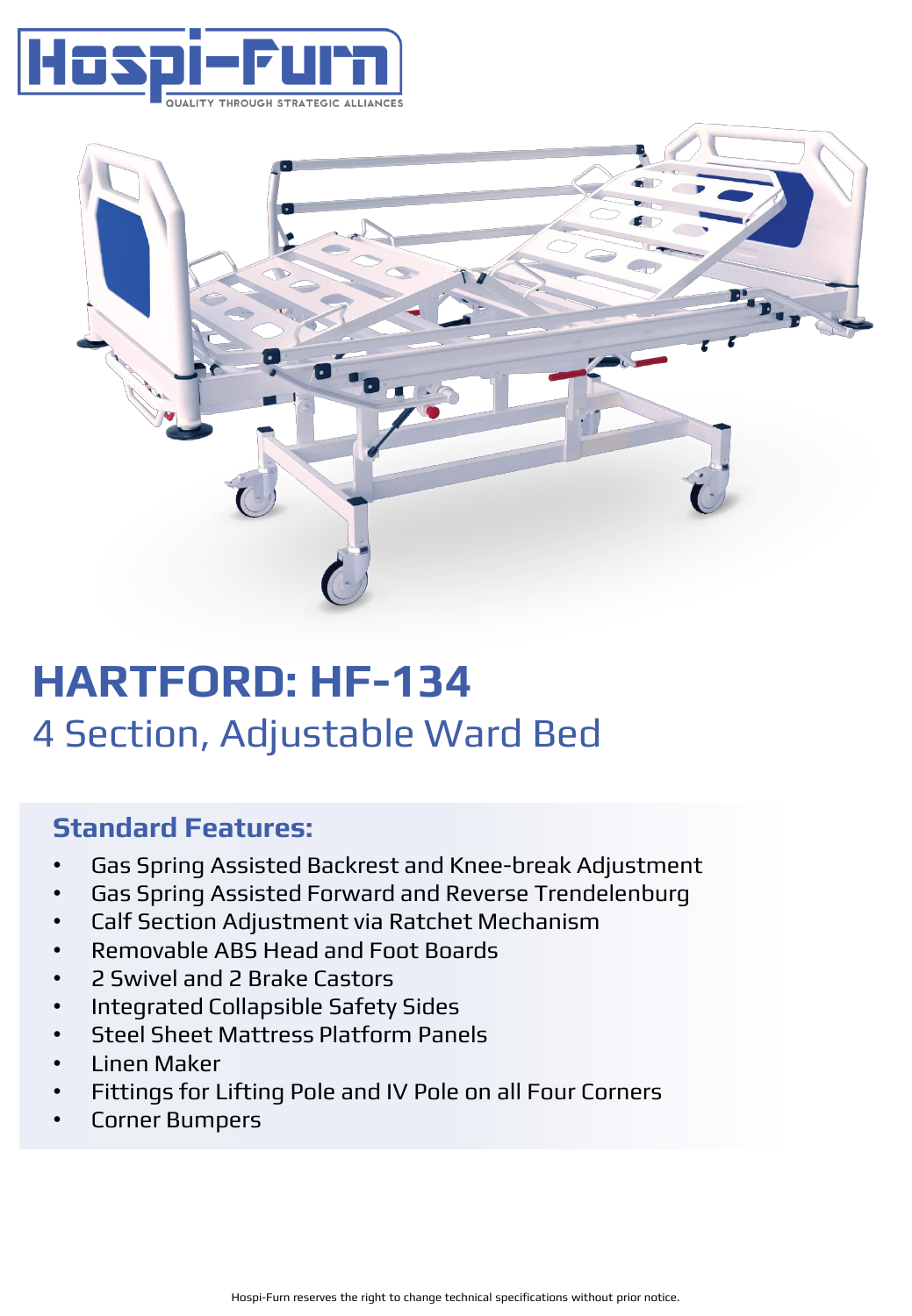Hospi-Furn

QUALITY THROUGH STRATEGIC ALLIANCES

# HARTFORD: HF-134

## 4 Section, Adjustable Ward Bed

### Standard Features:

- Gas Spring Assisted Backrest and Knee-break Adjustment
- Gas Spring Assisted Forward and Reverse Trendelenburg
- Calf Section Adjustment via Ratchet Mechanism
- Removable ABS Head and Foot Boards
- 2 Swivel and 2 Brake Castors
- Integrated Collapsible Safety Sides
- Steel Sheet Mattress Platform Panels
- Linen Maker
- Fittings for Lifting Pole and IV Pole on all Four Corners
- Corner Bumpers

Hospi-Furn reserves the right to change technical specifications without prior notice.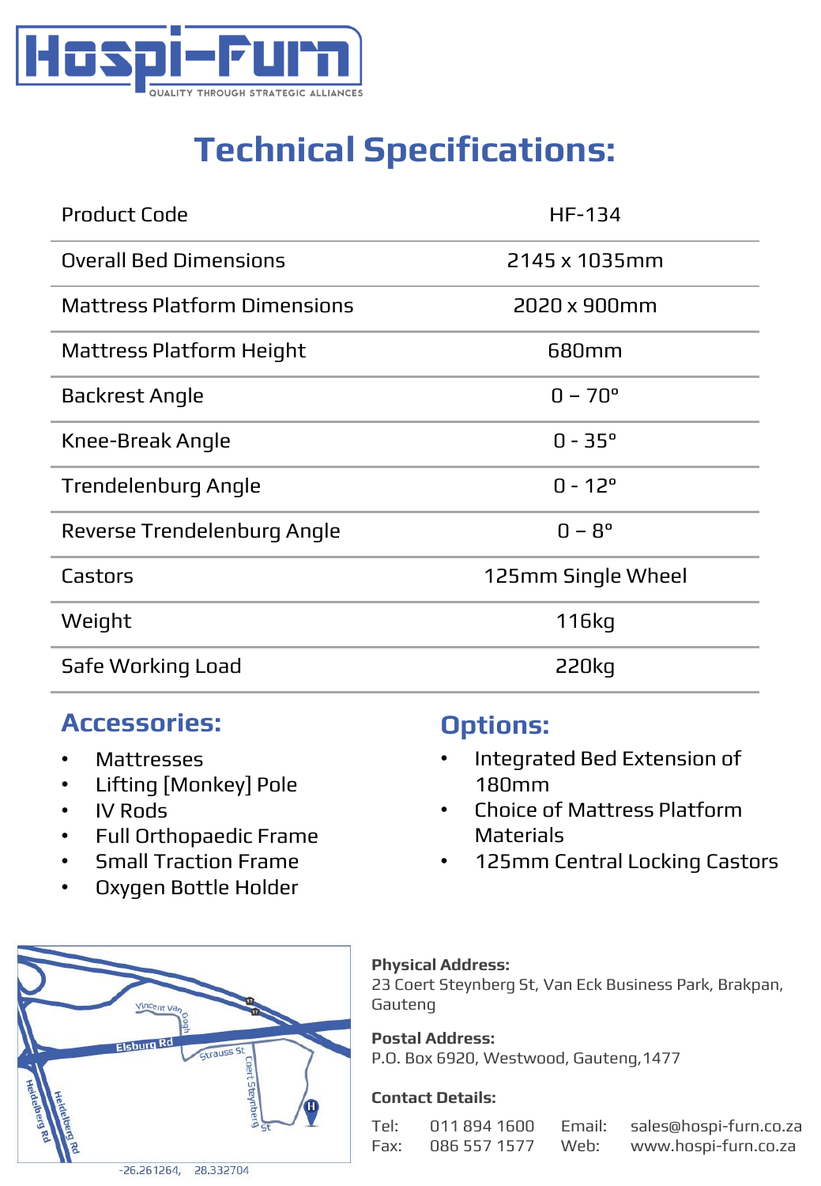Hospi-Furn

QUALITY THROUGH STRATEGIC ALLIANCES

# Technical Specifications:

| | |
|---|---|
| Product Code | HF-134 |
| Overall Bed Dimensions | 2145 x 1035mm |
| Mattress Platform Dimensions | 2020 x 900mm |
| Mattress Platform Height | 680mm |
| Backrest Angle | 0 – 70° |
| Knee-Break Angle | 0 - 35° |
| Trendelenburg Angle | 0 - 12° |
| Reverse Trendelenburg Angle | 0 – 8° |
| Castors | 125mm Single Wheel |
| Weight | 116kg |
| Safe Working Load | 220kg |

## Accessories:

- Mattresses
- Lifting [Monkey] Pole
- IV Rods
- Full Orthopaedic Frame
- Small Traction Frame
- Oxygen Bottle Holder

## Options:

- Integrated Bed Extension of 180mm
- Choice of Mattress Platform Materials
- 125mm Central Locking Castors

Vincent Van Gogh
Elsburg Rd
Strauss St
Coert Steynberg St
Heidelberg Rd
Heidelberg Rd
-26.261264, 28.332704

**Physical Address:**
23 Coert Steynberg St, Van Eck Business Park, Brakpan, Gauteng

**Postal Address:**
P.O. Box 6920, Westwood, Gauteng, 1477

**Contact Details:**

| | | | |
|---|---|---|---|
| Tel: | 011 894 1600 | Email: | sales@hospi-furn.co.za |
| Fax: | 086 557 1577 | Web: | www.hospi-furn.co.za |